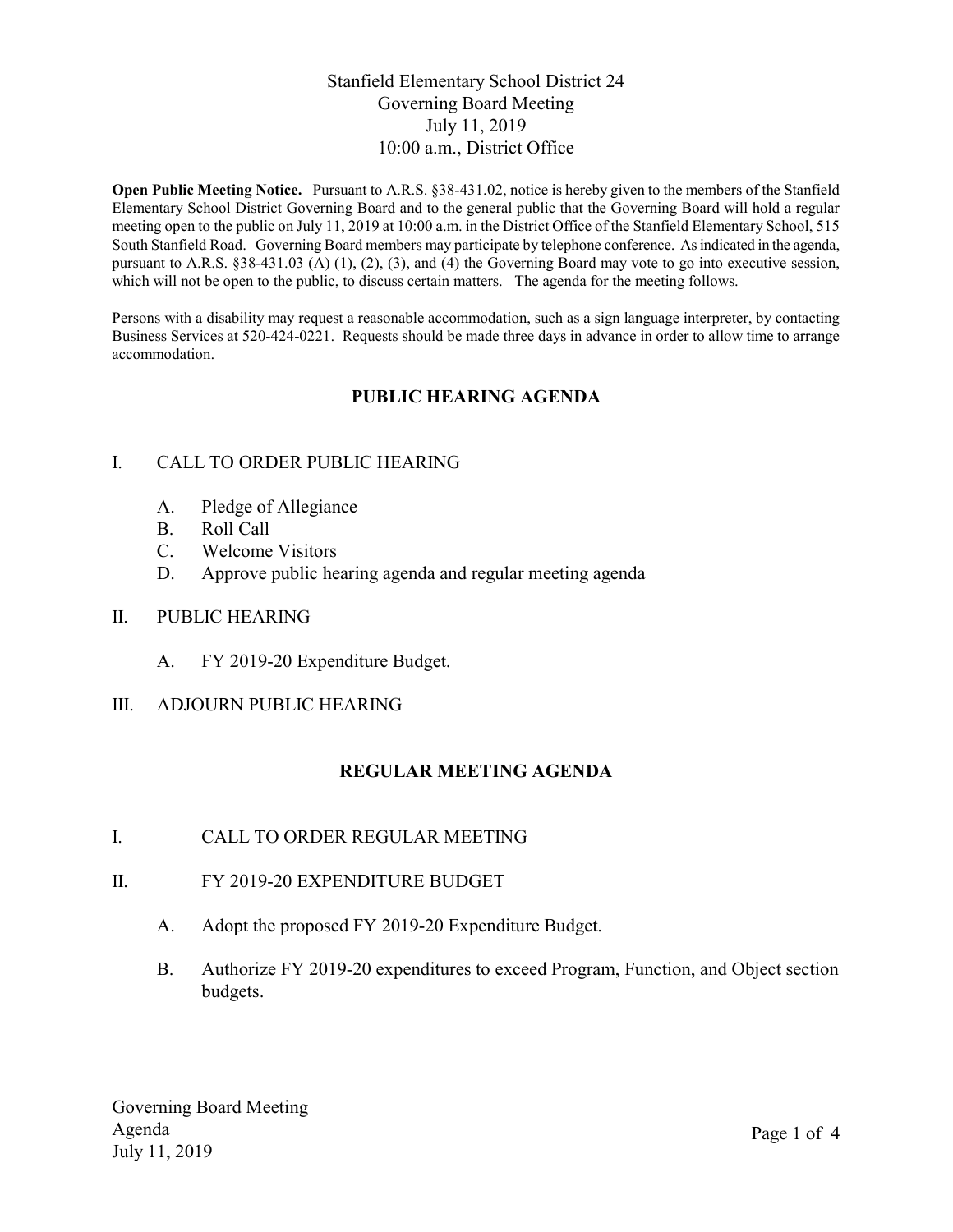# Stanfield Elementary School District 24
## Governing Board Meeting
## July 11, 2019
## 10:00 a.m., District Office

**Open Public Meeting Notice.** Pursuant to A.R.S. §38-431.02, notice is hereby given to the members of the Stanfield Elementary School District Governing Board and to the general public that the Governing Board will hold a regular meeting open to the public on July 11, 2019 at 10:00 a.m. in the District Office of the Stanfield Elementary School, 515 South Stanfield Road. Governing Board members may participate by telephone conference. As indicated in the agenda, pursuant to A.R.S. §38-431.03 (A) (1), (2), (3), and (4) the Governing Board may vote to go into executive session, which will not be open to the public, to discuss certain matters. The agenda for the meeting follows.

Persons with a disability may request a reasonable accommodation, such as a sign language interpreter, by contacting Business Services at 520-424-0221. Requests should be made three days in advance in order to allow time to arrange accommodation.

## PUBLIC HEARING AGENDA

I. CALL TO ORDER PUBLIC HEARING

   A. Pledge of Allegiance
   B. Roll Call
   C. Welcome Visitors
   D. Approve public hearing agenda and regular meeting agenda

II. PUBLIC HEARING

   A. FY 2019-20 Expenditure Budget.

III. ADJOURN PUBLIC HEARING

## REGULAR MEETING AGENDA

I. CALL TO ORDER REGULAR MEETING

II. FY 2019-20 EXPENDITURE BUDGET

   A. Adopt the proposed FY 2019-20 Expenditure Budget.

   B. Authorize FY 2019-20 expenditures to exceed Program, Function, and Object section budgets.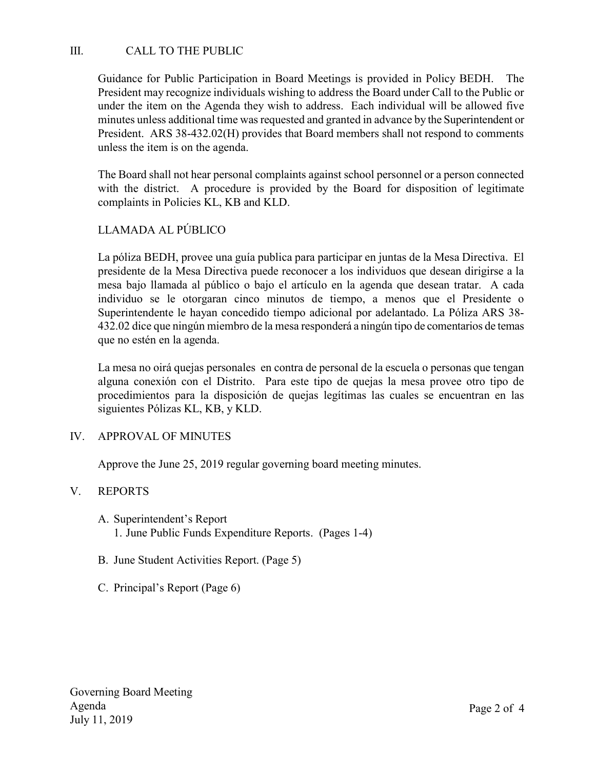## III. CALL TO THE PUBLIC

Guidance for Public Participation in Board Meetings is provided in Policy BEDH. The President may recognize individuals wishing to address the Board under Call to the Public or under the item on the Agenda they wish to address. Each individual will be allowed five minutes unless additional time was requested and granted in advance by the Superintendent or President. ARS 38-432.02(H) provides that Board members shall not respond to comments unless the item is on the agenda.

The Board shall not hear personal complaints against school personnel or a person connected with the district. A procedure is provided by the Board for disposition of legitimate complaints in Policies KL, KB and KLD.

### LLAMADA AL PÚBLICO

La póliza BEDH, provee una guía publica para participar en juntas de la Mesa Directiva. El presidente de la Mesa Directiva puede reconocer a los individuos que desean dirigirse a la mesa bajo llamada al público o bajo el artículo en la agenda que desean tratar. A cada individuo se le otorgaran cinco minutos de tiempo, a menos que el Presidente o Superintendente le hayan concedido tiempo adicional por adelantado. La Póliza ARS 38-432.02 dice que ningún miembro de la mesa responderá a ningún tipo de comentarios de temas que no estén en la agenda.

La mesa no oirá quejas personales en contra de personal de la escuela o personas que tengan alguna conexión con el Distrito. Para este tipo de quejas la mesa provee otro tipo de procedimientos para la disposición de quejas legítimas las cuales se encuentran en las siguientes Pólizas KL, KB, y KLD.

## IV. APPROVAL OF MINUTES

Approve the June 25, 2019 regular governing board meeting minutes.

## V. REPORTS

A. Superintendent's Report
   1. June Public Funds Expenditure Reports. (Pages 1-4)

B. June Student Activities Report. (Page 5)

C. Principal's Report (Page 6)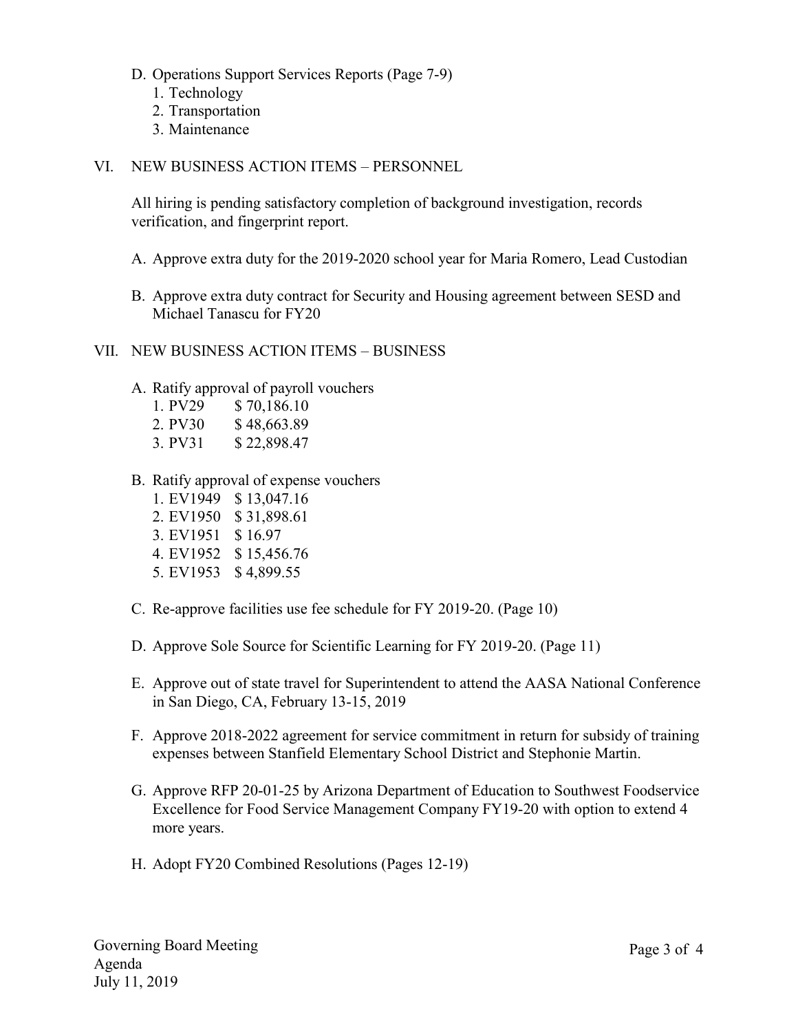D. Operations Support Services Reports (Page 7-9)
   1. Technology
   2. Transportation
   3. Maintenance

VI. NEW BUSINESS ACTION ITEMS – PERSONNEL

All hiring is pending satisfactory completion of background investigation, records verification, and fingerprint report.

A. Approve extra duty for the 2019-2020 school year for Maria Romero, Lead Custodian

B. Approve extra duty contract for Security and Housing agreement between SESD and Michael Tanascu for FY20

VII. NEW BUSINESS ACTION ITEMS – BUSINESS

A. Ratify approval of payroll vouchers
   1. PV29 $ 70,186.10
   2. PV30 $ 48,663.89
   3. PV31 $ 22,898.47

B. Ratify approval of expense vouchers
   1. EV1949 $ 13,047.16
   2. EV1950 $ 31,898.61
   3. EV1951 $ 16.97
   4. EV1952 $ 15,456.76
   5. EV1953 $ 4,899.55

C. Re-approve facilities use fee schedule for FY 2019-20. (Page 10)

D. Approve Sole Source for Scientific Learning for FY 2019-20. (Page 11)

E. Approve out of state travel for Superintendent to attend the AASA National Conference in San Diego, CA, February 13-15, 2019

F. Approve 2018-2022 agreement for service commitment in return for subsidy of training expenses between Stanfield Elementary School District and Stephonie Martin.

G. Approve RFP 20-01-25 by Arizona Department of Education to Southwest Foodservice Excellence for Food Service Management Company FY19-20 with option to extend 4 more years.

H. Adopt FY20 Combined Resolutions (Pages 12-19)

Governing Board Meeting
Agenda
July 11, 2019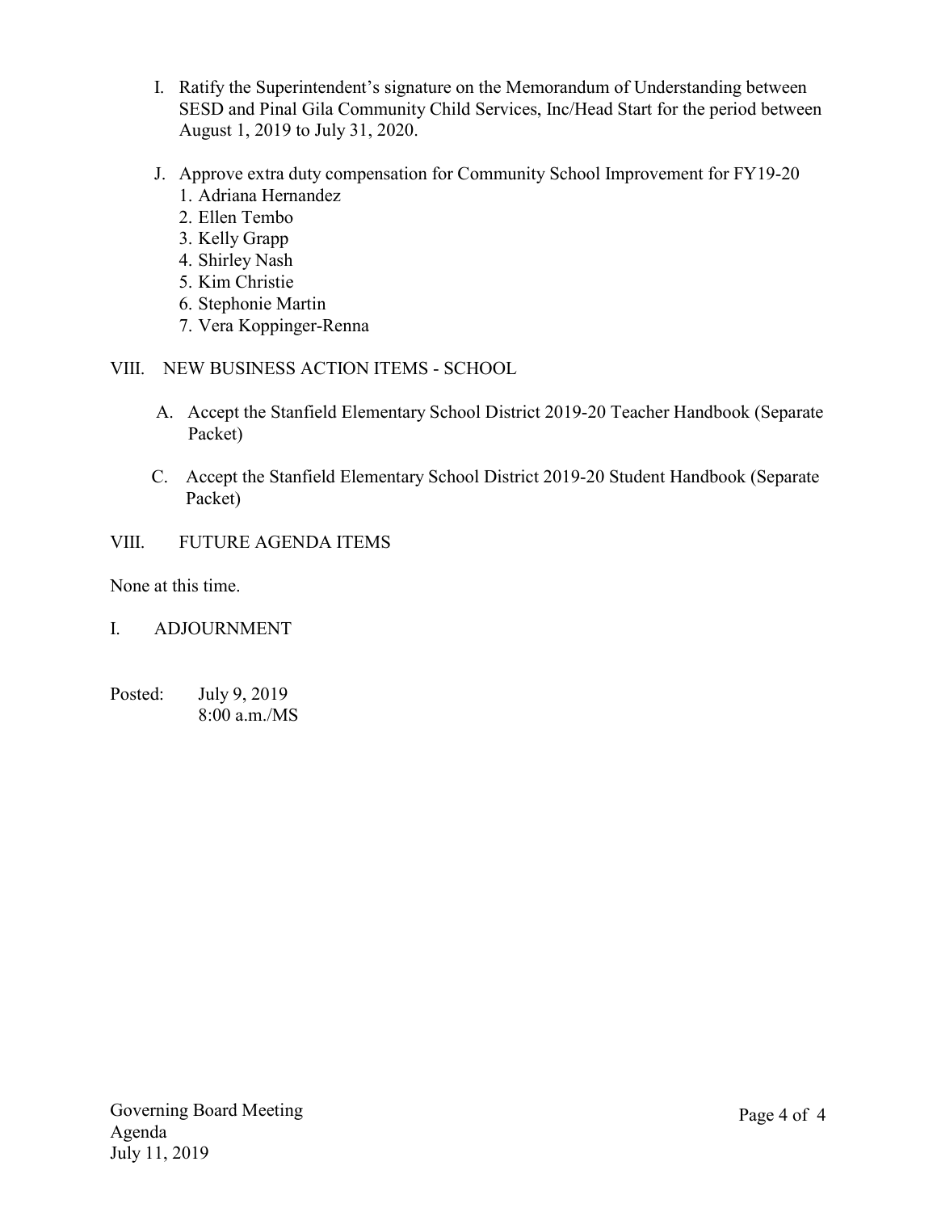I. Ratify the Superintendent's signature on the Memorandum of Understanding between SESD and Pinal Gila Community Child Services, Inc/Head Start for the period between August 1, 2019 to July 31, 2020.

J. Approve extra duty compensation for Community School Improvement for FY19-20
   1. Adriana Hernandez
   2. Ellen Tembo
   3. Kelly Grapp
   4. Shirley Nash
   5. Kim Christie
   6. Stephonie Martin
   7. Vera Koppinger-Renna

VIII. NEW BUSINESS ACTION ITEMS - SCHOOL

A. Accept the Stanfield Elementary School District 2019-20 Teacher Handbook (Separate Packet)

C. Accept the Stanfield Elementary School District 2019-20 Student Handbook (Separate Packet)

VIII. FUTURE AGENDA ITEMS

None at this time.

I. ADJOURNMENT

Posted: July 9, 2019
8:00 a.m./MS